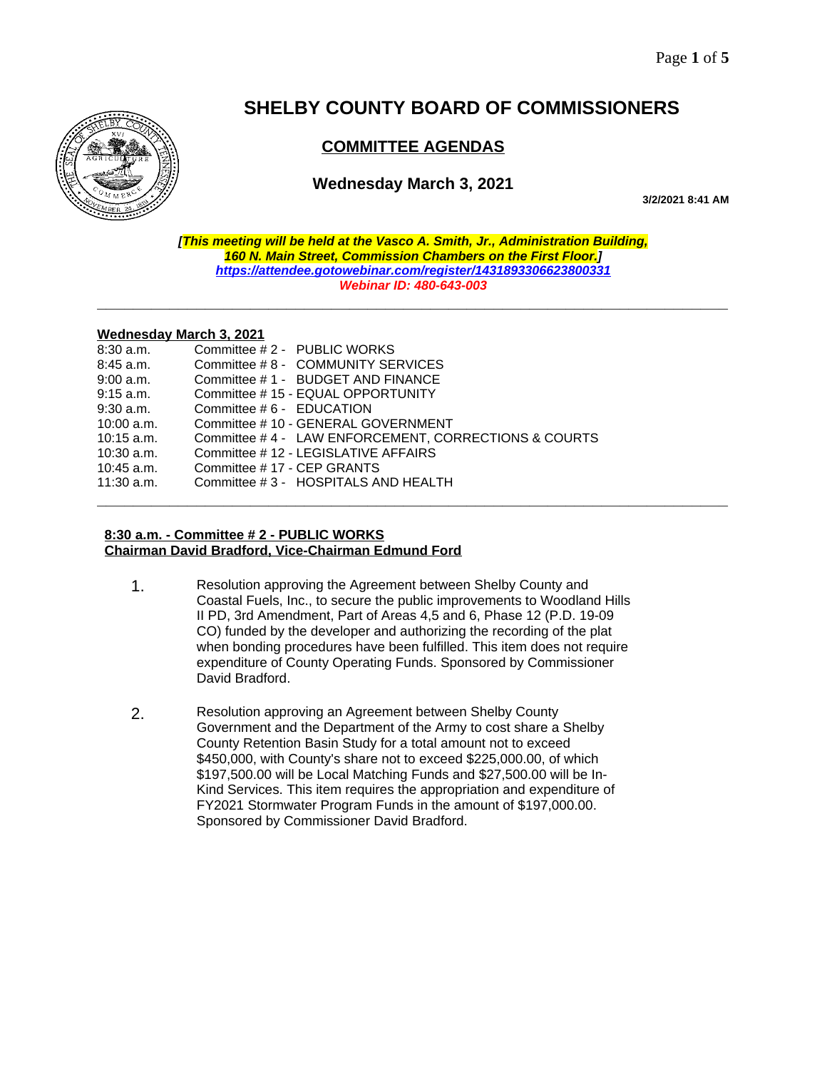# SHELBY COUNTY BOARD OF COMMISSIONERS

## COMMITTEE AGENDAS

### Wednesday March 3, 2021

**3/2/2021 8:41 AM**

***[This meeting will be held at the Vasco A. Smith, Jr., Administration Building, 160 N. Main Street, Commission Chambers on the First Floor.]***
***https://attendee.gotowebinar.com/register/1431893306623800331***
***Webinar ID: 480-643-003***

---

**Wednesday March 3, 2021**

| | |
|---|---|
| 8:30 a.m. | Committee # 2 - PUBLIC WORKS |
| 8:45 a.m. | Committee # 8 - COMMUNITY SERVICES |
| 9:00 a.m. | Committee # 1 - BUDGET AND FINANCE |
| 9:15 a.m. | Committee # 15 - EQUAL OPPORTUNITY |
| 9:30 a.m. | Committee # 6 - EDUCATION |
| 10:00 a.m. | Committee # 10 - GENERAL GOVERNMENT |
| 10:15 a.m. | Committee # 4 - LAW ENFORCEMENT, CORRECTIONS & COURTS |
| 10:30 a.m. | Committee # 12 - LEGISLATIVE AFFAIRS |
| 10:45 a.m. | Committee # 17 - CEP GRANTS |
| 11:30 a.m. | Committee # 3 - HOSPITALS AND HEALTH |

---

**8:30 a.m. - Committee # 2 - PUBLIC WORKS**
**Chairman David Bradford, Vice-Chairman Edmund Ford**

1. Resolution approving the Agreement between Shelby County and Coastal Fuels, Inc., to secure the public improvements to Woodland Hills II PD, 3rd Amendment, Part of Areas 4,5 and 6, Phase 12 (P.D. 19-09 CO) funded by the developer and authorizing the recording of the plat when bonding procedures have been fulfilled. This item does not require expenditure of County Operating Funds. Sponsored by Commissioner David Bradford.

2. Resolution approving an Agreement between Shelby County Government and the Department of the Army to cost share a Shelby County Retention Basin Study for a total amount not to exceed \$450,000, with County's share not to exceed \$225,000.00, of which \$197,500.00 will be Local Matching Funds and \$27,500.00 will be In-Kind Services. This item requires the appropriation and expenditure of FY2021 Stormwater Program Funds in the amount of \$197,000.00. Sponsored by Commissioner David Bradford.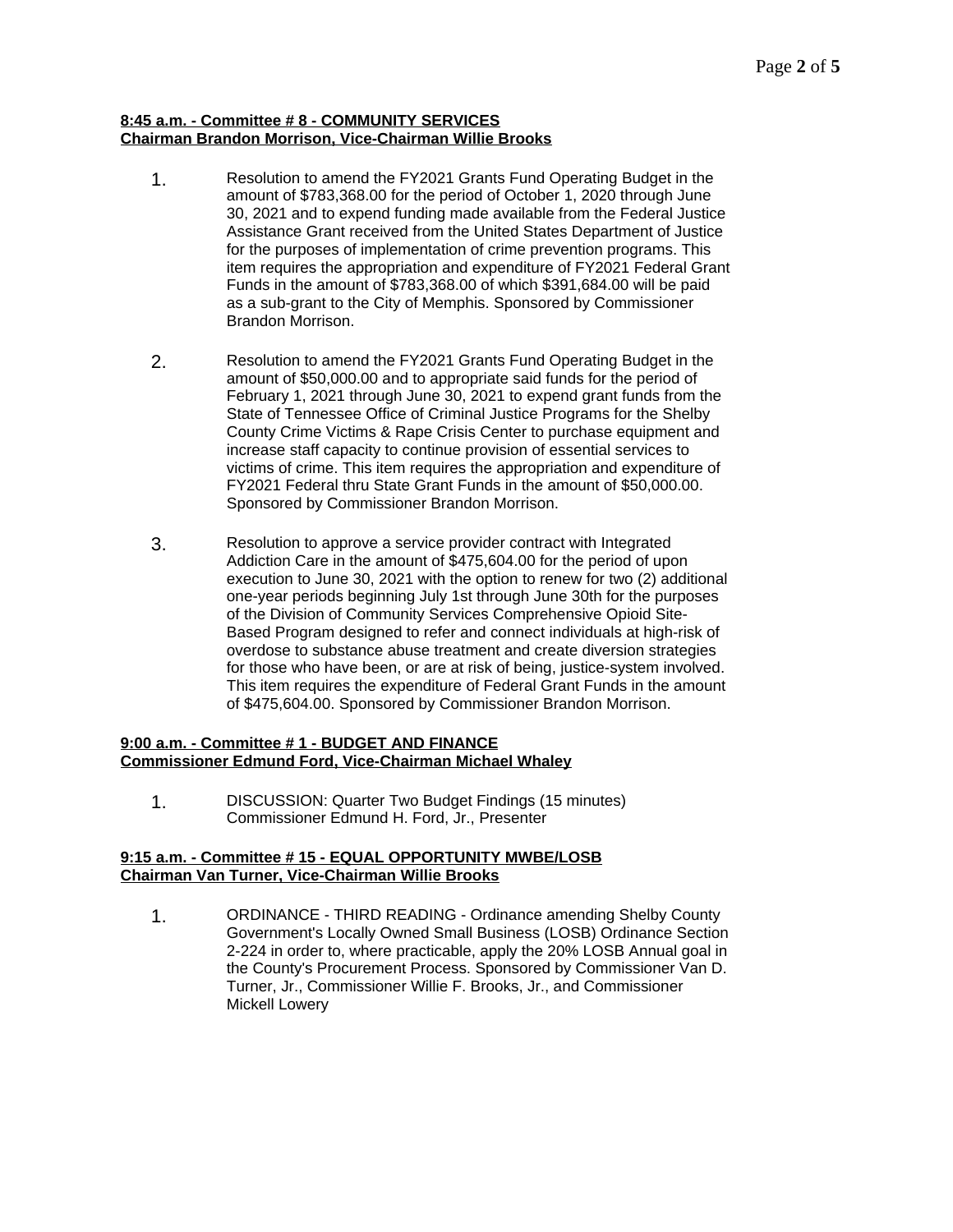**8:45 a.m. - Committee # 8 - COMMUNITY SERVICES**
**Chairman Brandon Morrison, Vice-Chairman Willie Brooks**

1. Resolution to amend the FY2021 Grants Fund Operating Budget in the amount of $783,368.00 for the period of October 1, 2020 through June 30, 2021 and to expend funding made available from the Federal Justice Assistance Grant received from the United States Department of Justice for the purposes of implementation of crime prevention programs. This item requires the appropriation and expenditure of FY2021 Federal Grant Funds in the amount of $783,368.00 of which $391,684.00 will be paid as a sub-grant to the City of Memphis. Sponsored by Commissioner Brandon Morrison.

2. Resolution to amend the FY2021 Grants Fund Operating Budget in the amount of $50,000.00 and to appropriate said funds for the period of February 1, 2021 through June 30, 2021 to expend grant funds from the State of Tennessee Office of Criminal Justice Programs for the Shelby County Crime Victims & Rape Crisis Center to purchase equipment and increase staff capacity to continue provision of essential services to victims of crime. This item requires the appropriation and expenditure of FY2021 Federal thru State Grant Funds in the amount of $50,000.00. Sponsored by Commissioner Brandon Morrison.

3. Resolution to approve a service provider contract with Integrated Addiction Care in the amount of $475,604.00 for the period of upon execution to June 30, 2021 with the option to renew for two (2) additional one-year periods beginning July 1st through June 30th for the purposes of the Division of Community Services Comprehensive Opioid Site-Based Program designed to refer and connect individuals at high-risk of overdose to substance abuse treatment and create diversion strategies for those who have been, or are at risk of being, justice-system involved. This item requires the expenditure of Federal Grant Funds in the amount of $475,604.00. Sponsored by Commissioner Brandon Morrison.

**9:00 a.m. - Committee # 1 - BUDGET AND FINANCE**
**Commissioner Edmund Ford, Vice-Chairman Michael Whaley**

1. DISCUSSION: Quarter Two Budget Findings (15 minutes)
   Commissioner Edmund H. Ford, Jr., Presenter

**9:15 a.m. - Committee # 15 - EQUAL OPPORTUNITY MWBE/LOSB**
**Chairman Van Turner, Vice-Chairman Willie Brooks**

1. ORDINANCE - THIRD READING - Ordinance amending Shelby County Government's Locally Owned Small Business (LOSB) Ordinance Section 2-224 in order to, where practicable, apply the 20% LOSB Annual goal in the County's Procurement Process. Sponsored by Commissioner Van D. Turner, Jr., Commissioner Willie F. Brooks, Jr., and Commissioner Mickell Lowery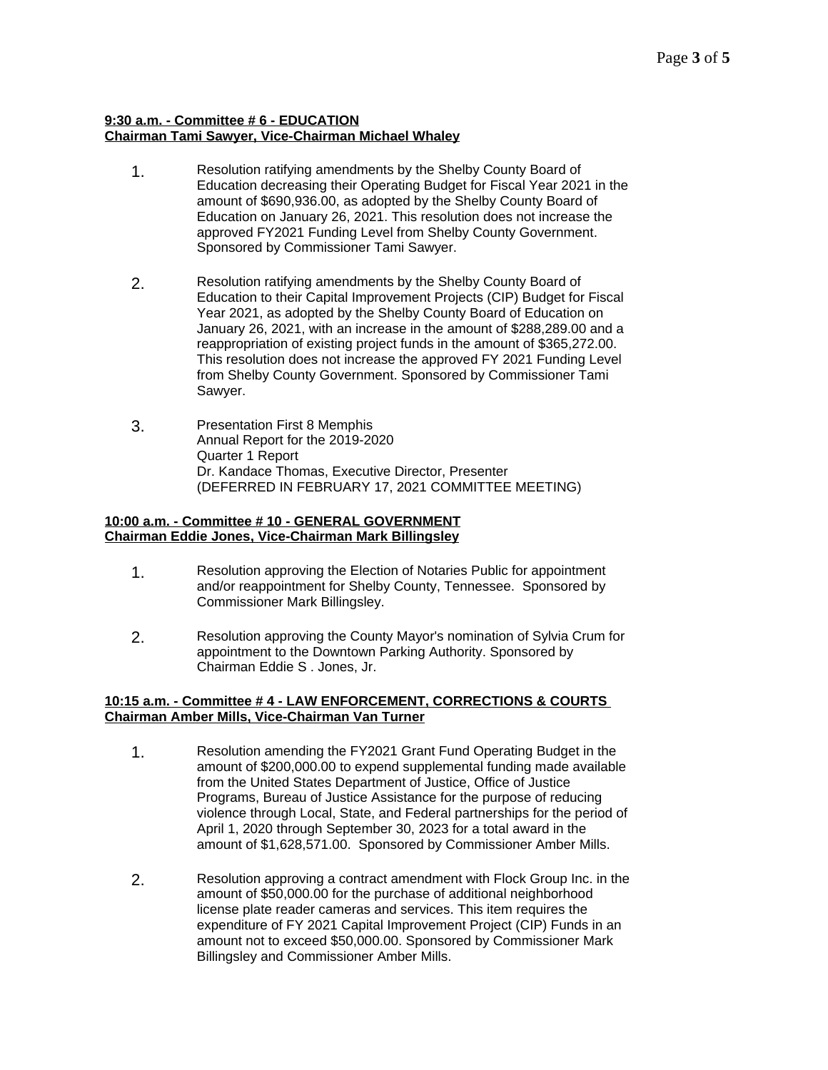**9:30 a.m. - Committee # 6 - EDUCATION**
**Chairman Tami Sawyer, Vice-Chairman Michael Whaley**

1. Resolution ratifying amendments by the Shelby County Board of Education decreasing their Operating Budget for Fiscal Year 2021 in the amount of $690,936.00, as adopted by the Shelby County Board of Education on January 26, 2021. This resolution does not increase the approved FY2021 Funding Level from Shelby County Government. Sponsored by Commissioner Tami Sawyer.

2. Resolution ratifying amendments by the Shelby County Board of Education to their Capital Improvement Projects (CIP) Budget for Fiscal Year 2021, as adopted by the Shelby County Board of Education on January 26, 2021, with an increase in the amount of $288,289.00 and a reappropriation of existing project funds in the amount of $365,272.00. This resolution does not increase the approved FY 2021 Funding Level from Shelby County Government. Sponsored by Commissioner Tami Sawyer.

3. Presentation First 8 Memphis
   Annual Report for the 2019-2020
   Quarter 1 Report
   Dr. Kandace Thomas, Executive Director, Presenter
   (DEFERRED IN FEBRUARY 17, 2021 COMMITTEE MEETING)

**10:00 a.m. - Committee # 10 - GENERAL GOVERNMENT**
**Chairman Eddie Jones, Vice-Chairman Mark Billingsley**

1. Resolution approving the Election of Notaries Public for appointment and/or reappointment for Shelby County, Tennessee. Sponsored by Commissioner Mark Billingsley.

2. Resolution approving the County Mayor's nomination of Sylvia Crum for appointment to the Downtown Parking Authority. Sponsored by Chairman Eddie S . Jones, Jr.

**10:15 a.m. - Committee # 4 - LAW ENFORCEMENT, CORRECTIONS & COURTS**
**Chairman Amber Mills, Vice-Chairman Van Turner**

1. Resolution amending the FY2021 Grant Fund Operating Budget in the amount of $200,000.00 to expend supplemental funding made available from the United States Department of Justice, Office of Justice Programs, Bureau of Justice Assistance for the purpose of reducing violence through Local, State, and Federal partnerships for the period of April 1, 2020 through September 30, 2023 for a total award in the amount of $1,628,571.00. Sponsored by Commissioner Amber Mills.

2. Resolution approving a contract amendment with Flock Group Inc. in the amount of $50,000.00 for the purchase of additional neighborhood license plate reader cameras and services. This item requires the expenditure of FY 2021 Capital Improvement Project (CIP) Funds in an amount not to exceed $50,000.00. Sponsored by Commissioner Mark Billingsley and Commissioner Amber Mills.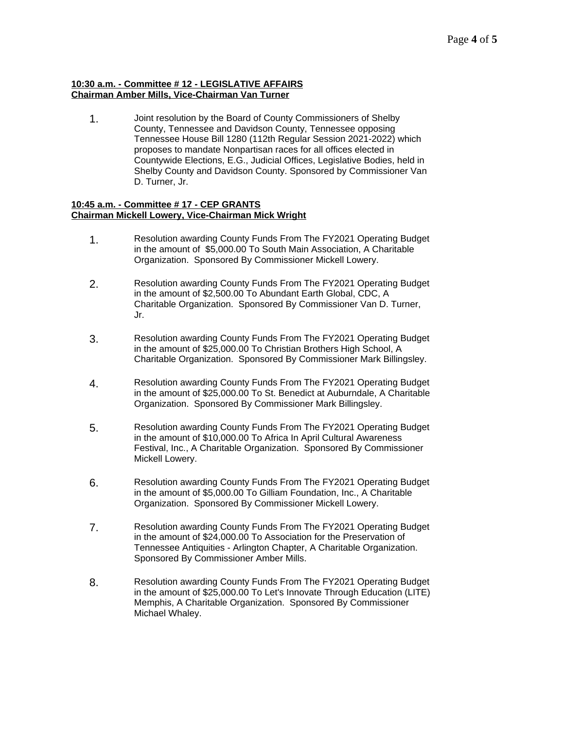**10:30 a.m. - Committee # 12 - LEGISLATIVE AFFAIRS**
**Chairman Amber Mills, Vice-Chairman Van Turner**

1. Joint resolution by the Board of County Commissioners of Shelby County, Tennessee and Davidson County, Tennessee opposing Tennessee House Bill 1280 (112th Regular Session 2021-2022) which proposes to mandate Nonpartisan races for all offices elected in Countywide Elections, E.G., Judicial Offices, Legislative Bodies, held in Shelby County and Davidson County. Sponsored by Commissioner Van D. Turner, Jr.

**10:45 a.m. - Committee # 17 - CEP GRANTS**
**Chairman Mickell Lowery, Vice-Chairman Mick Wright**

1. Resolution awarding County Funds From The FY2021 Operating Budget in the amount of $5,000.00 To South Main Association, A Charitable Organization. Sponsored By Commissioner Mickell Lowery.

2. Resolution awarding County Funds From The FY2021 Operating Budget in the amount of $2,500.00 To Abundant Earth Global, CDC, A Charitable Organization. Sponsored By Commissioner Van D. Turner, Jr.

3. Resolution awarding County Funds From The FY2021 Operating Budget in the amount of $25,000.00 To Christian Brothers High School, A Charitable Organization. Sponsored By Commissioner Mark Billingsley.

4. Resolution awarding County Funds From The FY2021 Operating Budget in the amount of $25,000.00 To St. Benedict at Auburndale, A Charitable Organization. Sponsored By Commissioner Mark Billingsley.

5. Resolution awarding County Funds From The FY2021 Operating Budget in the amount of $10,000.00 To Africa In April Cultural Awareness Festival, Inc., A Charitable Organization. Sponsored By Commissioner Mickell Lowery.

6. Resolution awarding County Funds From The FY2021 Operating Budget in the amount of $5,000.00 To Gilliam Foundation, Inc., A Charitable Organization. Sponsored By Commissioner Mickell Lowery.

7. Resolution awarding County Funds From The FY2021 Operating Budget in the amount of $24,000.00 To Association for the Preservation of Tennessee Antiquities - Arlington Chapter, A Charitable Organization. Sponsored By Commissioner Amber Mills.

8. Resolution awarding County Funds From The FY2021 Operating Budget in the amount of $25,000.00 To Let's Innovate Through Education (LITE) Memphis, A Charitable Organization. Sponsored By Commissioner Michael Whaley.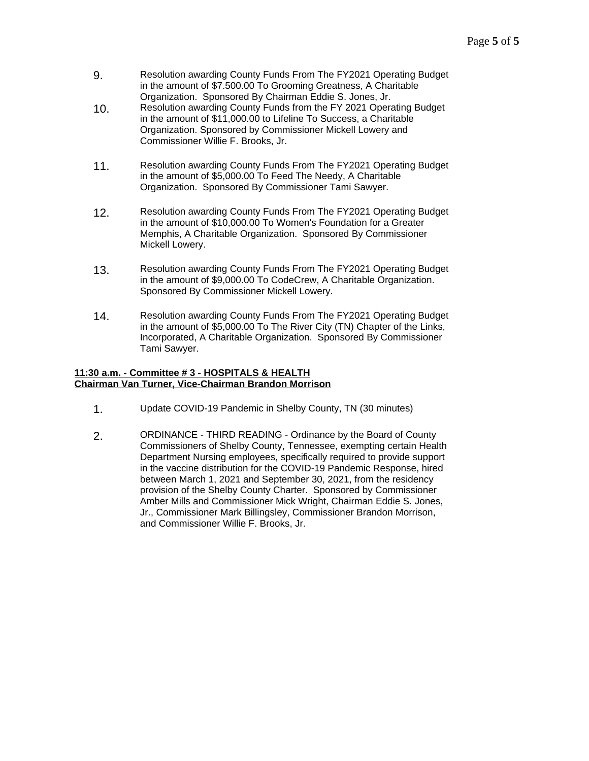9. Resolution awarding County Funds From The FY2021 Operating Budget in the amount of $7.500.00 To Grooming Greatness, A Charitable Organization. Sponsored By Chairman Eddie S. Jones, Jr.

10. Resolution awarding County Funds from the FY 2021 Operating Budget in the amount of $11,000.00 to Lifeline To Success, a Charitable Organization. Sponsored by Commissioner Mickell Lowery and Commissioner Willie F. Brooks, Jr.

11. Resolution awarding County Funds From The FY2021 Operating Budget in the amount of $5,000.00 To Feed The Needy, A Charitable Organization. Sponsored By Commissioner Tami Sawyer.

12. Resolution awarding County Funds From The FY2021 Operating Budget in the amount of $10,000.00 To Women's Foundation for a Greater Memphis, A Charitable Organization. Sponsored By Commissioner Mickell Lowery.

13. Resolution awarding County Funds From The FY2021 Operating Budget in the amount of $9,000.00 To CodeCrew, A Charitable Organization. Sponsored By Commissioner Mickell Lowery.

14. Resolution awarding County Funds From The FY2021 Operating Budget in the amount of $5,000.00 To The River City (TN) Chapter of the Links, Incorporated, A Charitable Organization. Sponsored By Commissioner Tami Sawyer.

**11:30 a.m. - Committee # 3 - HOSPITALS & HEALTH**
**Chairman Van Turner, Vice-Chairman Brandon Morrison**

1. Update COVID-19 Pandemic in Shelby County, TN (30 minutes)

2. ORDINANCE - THIRD READING - Ordinance by the Board of County Commissioners of Shelby County, Tennessee, exempting certain Health Department Nursing employees, specifically required to provide support in the vaccine distribution for the COVID-19 Pandemic Response, hired between March 1, 2021 and September 30, 2021, from the residency provision of the Shelby County Charter. Sponsored by Commissioner Amber Mills and Commissioner Mick Wright, Chairman Eddie S. Jones, Jr., Commissioner Mark Billingsley, Commissioner Brandon Morrison, and Commissioner Willie F. Brooks, Jr.